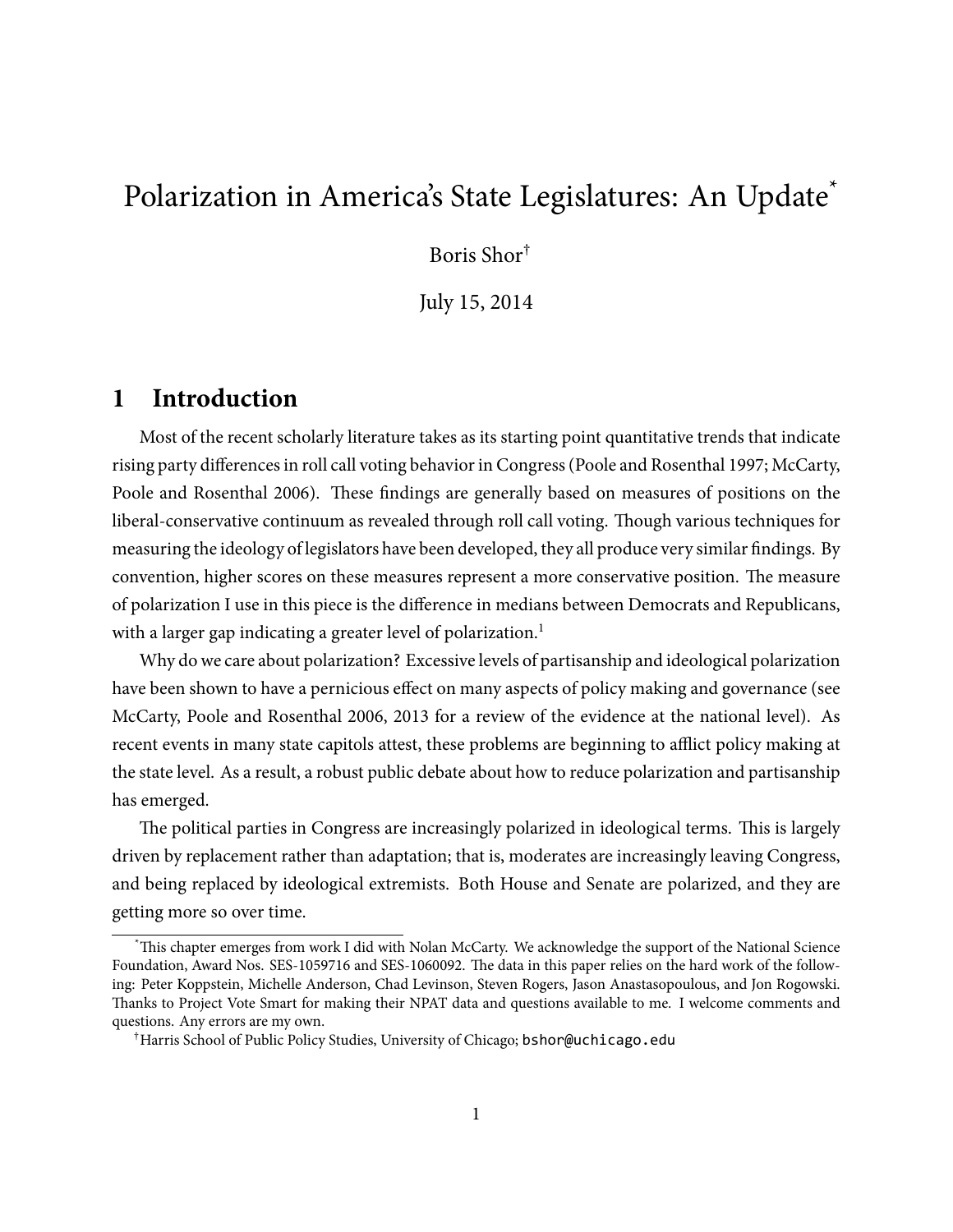# Polarization in America's State Legislatures: An Update[*]

Boris Shor[†]

July 15, 2014

## 1 Introduction

Most of the recent scholarly literature takes as its starting point quantitative trends that indicate rising party differences in roll call voting behavior in Congress (Poole and Rosenthal 1997; McCarty, Poole and Rosenthal 2006). These findings are generally based on measures of positions on the liberal-conservative continuum as revealed through roll call voting. Though various techniques for measuring the ideology of legislators have been developed, they all produce very similar findings. By convention, higher scores on these measures represent a more conservative position. The measure of polarization I use in this piece is the difference in medians between Democrats and Republicans, with a larger gap indicating a greater level of polarization.[1]

Why do we care about polarization? Excessive levels of partisanship and ideological polarization have been shown to have a pernicious effect on many aspects of policy making and governance (see McCarty, Poole and Rosenthal 2006, 2013 for a review of the evidence at the national level). As recent events in many state capitols attest, these problems are beginning to afflict policy making at the state level. As a result, a robust public debate about how to reduce polarization and partisanship has emerged.

The political parties in Congress are increasingly polarized in ideological terms. This is largely driven by replacement rather than adaptation; that is, moderates are increasingly leaving Congress, and being replaced by ideological extremists. Both House and Senate are polarized, and they are getting more so over time.

---

[*] This chapter emerges from work I did with Nolan McCarty. We acknowledge the support of the National Science Foundation, Award Nos. SES-1059716 and SES-1060092. The data in this paper relies on the hard work of the following: Peter Koppstein, Michelle Anderson, Chad Levinson, Steven Rogers, Jason Anastasopoulous, and Jon Rogowski. Thanks to Project Vote Smart for making their NPAT data and questions available to me. I welcome comments and questions. Any errors are my own.

[†] Harris School of Public Policy Studies, University of Chicago; bshor@uchicago.edu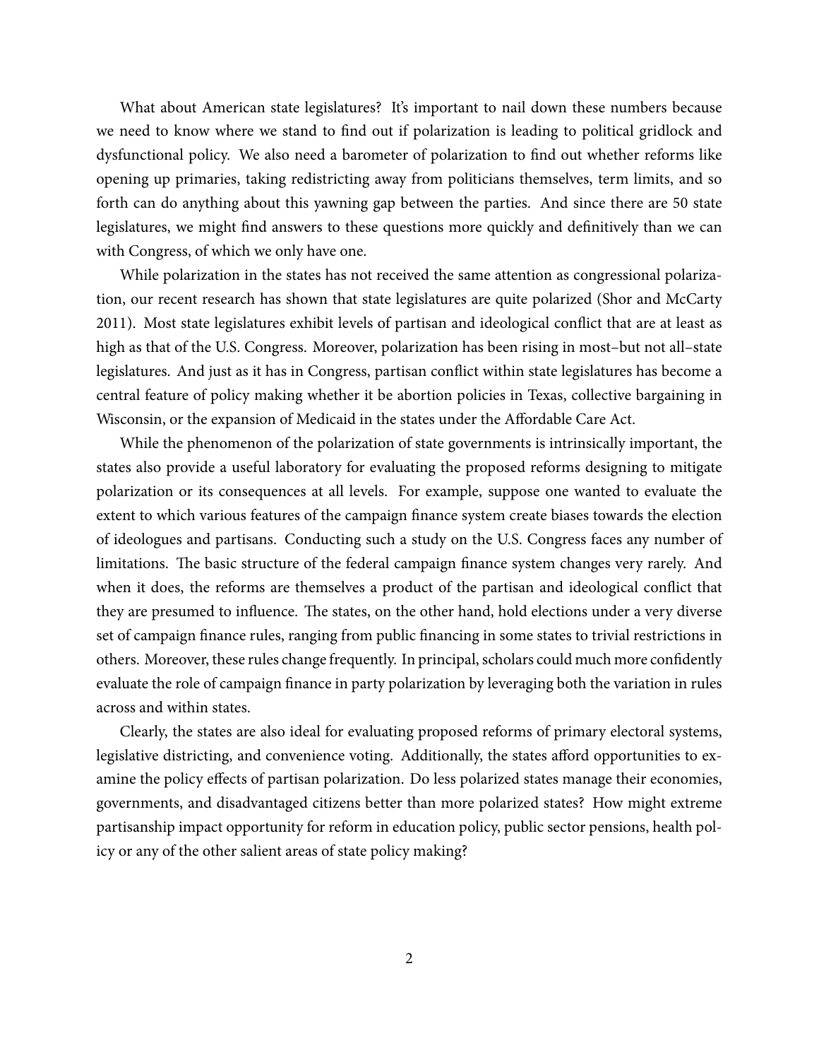What about American state legislatures? It's important to nail down these numbers because we need to know where we stand to find out if polarization is leading to political gridlock and dysfunctional policy. We also need a barometer of polarization to find out whether reforms like opening up primaries, taking redistricting away from politicians themselves, term limits, and so forth can do anything about this yawning gap between the parties. And since there are 50 state legislatures, we might find answers to these questions more quickly and definitively than we can with Congress, of which we only have one.

While polarization in the states has not received the same attention as congressional polarization, our recent research has shown that state legislatures are quite polarized (Shor and McCarty 2011). Most state legislatures exhibit levels of partisan and ideological conflict that are at least as high as that of the U.S. Congress. Moreover, polarization has been rising in most–but not all–state legislatures. And just as it has in Congress, partisan conflict within state legislatures has become a central feature of policy making whether it be abortion policies in Texas, collective bargaining in Wisconsin, or the expansion of Medicaid in the states under the Affordable Care Act.

While the phenomenon of the polarization of state governments is intrinsically important, the states also provide a useful laboratory for evaluating the proposed reforms designing to mitigate polarization or its consequences at all levels. For example, suppose one wanted to evaluate the extent to which various features of the campaign finance system create biases towards the election of ideologues and partisans. Conducting such a study on the U.S. Congress faces any number of limitations. The basic structure of the federal campaign finance system changes very rarely. And when it does, the reforms are themselves a product of the partisan and ideological conflict that they are presumed to influence. The states, on the other hand, hold elections under a very diverse set of campaign finance rules, ranging from public financing in some states to trivial restrictions in others. Moreover, these rules change frequently. In principal, scholars could much more confidently evaluate the role of campaign finance in party polarization by leveraging both the variation in rules across and within states.

Clearly, the states are also ideal for evaluating proposed reforms of primary electoral systems, legislative districting, and convenience voting. Additionally, the states afford opportunities to examine the policy effects of partisan polarization. Do less polarized states manage their economies, governments, and disadvantaged citizens better than more polarized states? How might extreme partisanship impact opportunity for reform in education policy, public sector pensions, health policy or any of the other salient areas of state policy making?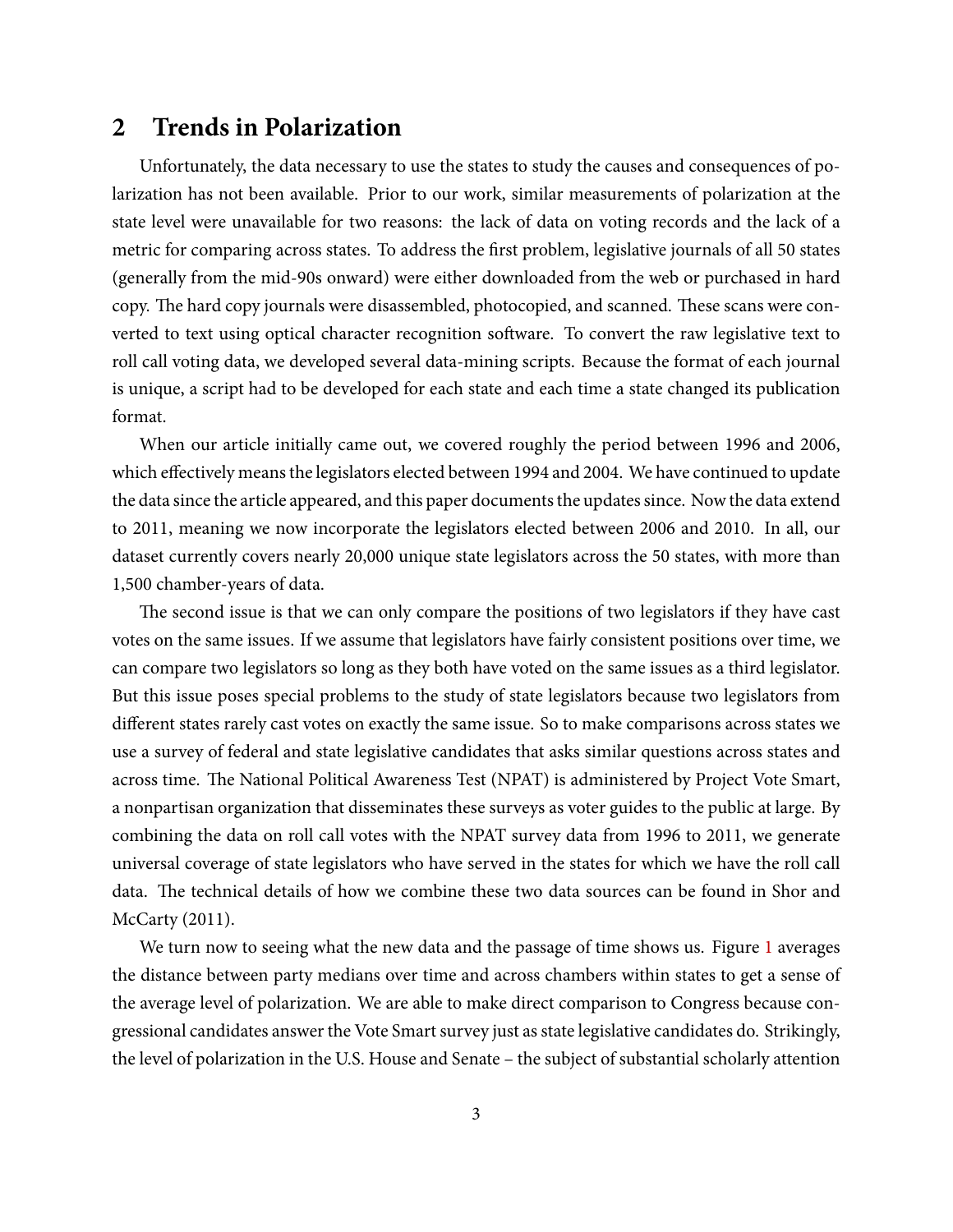## 2 Trends in Polarization

Unfortunately, the data necessary to use the states to study the causes and consequences of polarization has not been available. Prior to our work, similar measurements of polarization at the state level were unavailable for two reasons: the lack of data on voting records and the lack of a metric for comparing across states. To address the first problem, legislative journals of all 50 states (generally from the mid-90s onward) were either downloaded from the web or purchased in hard copy. The hard copy journals were disassembled, photocopied, and scanned. These scans were converted to text using optical character recognition software. To convert the raw legislative text to roll call voting data, we developed several data-mining scripts. Because the format of each journal is unique, a script had to be developed for each state and each time a state changed its publication format.

When our article initially came out, we covered roughly the period between 1996 and 2006, which effectively means the legislators elected between 1994 and 2004. We have continued to update the data since the article appeared, and this paper documents the updates since. Now the data extend to 2011, meaning we now incorporate the legislators elected between 2006 and 2010. In all, our dataset currently covers nearly 20,000 unique state legislators across the 50 states, with more than 1,500 chamber-years of data.

The second issue is that we can only compare the positions of two legislators if they have cast votes on the same issues. If we assume that legislators have fairly consistent positions over time, we can compare two legislators so long as they both have voted on the same issues as a third legislator. But this issue poses special problems to the study of state legislators because two legislators from different states rarely cast votes on exactly the same issue. So to make comparisons across states we use a survey of federal and state legislative candidates that asks similar questions across states and across time. The National Political Awareness Test (NPAT) is administered by Project Vote Smart, a nonpartisan organization that disseminates these surveys as voter guides to the public at large. By combining the data on roll call votes with the NPAT survey data from 1996 to 2011, we generate universal coverage of state legislators who have served in the states for which we have the roll call data. The technical details of how we combine these two data sources can be found in Shor and McCarty (2011).

We turn now to seeing what the new data and the passage of time shows us. Figure 1 averages the distance between party medians over time and across chambers within states to get a sense of the average level of polarization. We are able to make direct comparison to Congress because congressional candidates answer the Vote Smart survey just as state legislative candidates do. Strikingly, the level of polarization in the U.S. House and Senate – the subject of substantial scholarly attention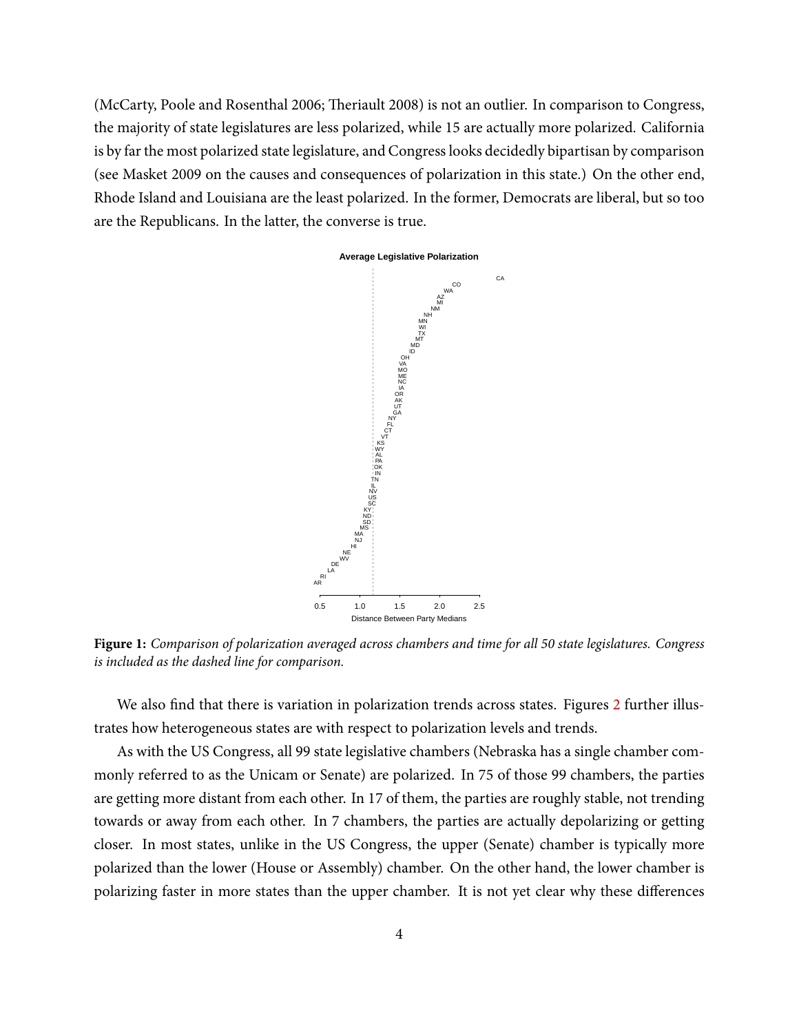(McCarty, Poole and Rosenthal 2006; Theriault 2008) is not an outlier. In comparison to Congress, the majority of state legislatures are less polarized, while 15 are actually more polarized. California is by far the most polarized state legislature, and Congress looks decidedly bipartisan by comparison (see Masket 2009 on the causes and consequences of polarization in this state.) On the other end, Rhode Island and Louisiana are the least polarized. In the former, Democrats are liberal, but so too are the Republicans. In the latter, the converse is true.

**Figure 1:** *Comparison of polarization averaged across chambers and time for all 50 state legislatures. Congress is included as the dashed line for comparison.*

We also find that there is variation in polarization trends across states. Figures 2 further illustrates how heterogeneous states are with respect to polarization levels and trends.

As with the US Congress, all 99 state legislative chambers (Nebraska has a single chamber commonly referred to as the Unicam or Senate) are polarized. In 75 of those 99 chambers, the parties are getting more distant from each other. In 17 of them, the parties are roughly stable, not trending towards or away from each other. In 7 chambers, the parties are actually depolarizing or getting closer. In most states, unlike in the US Congress, the upper (Senate) chamber is typically more polarized than the lower (House or Assembly) chamber. On the other hand, the lower chamber is polarizing faster in more states than the upper chamber. It is not yet clear why these differences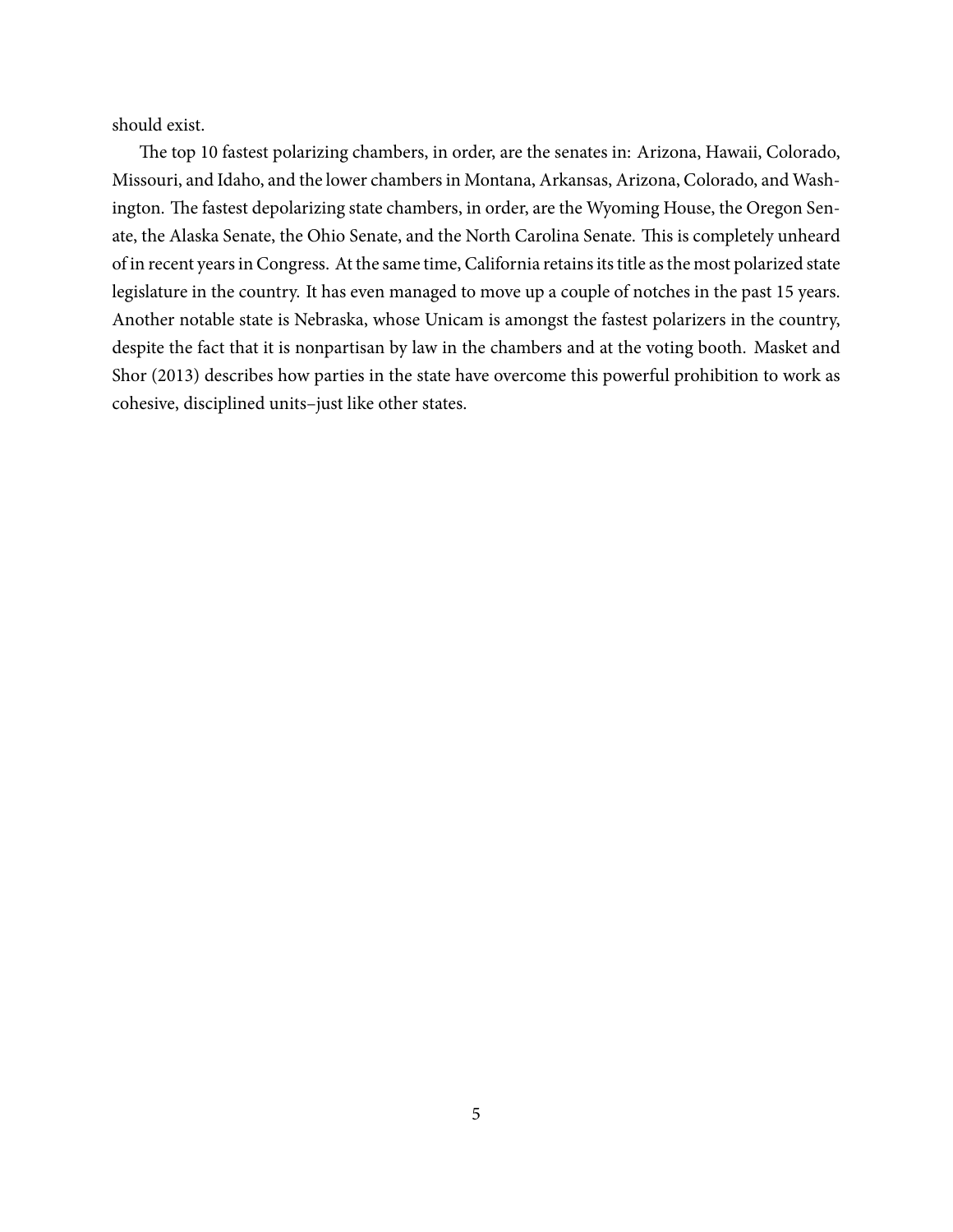should exist.

The top 10 fastest polarizing chambers, in order, are the senates in: Arizona, Hawaii, Colorado, Missouri, and Idaho, and the lower chambers in Montana, Arkansas, Arizona, Colorado, and Washington. The fastest depolarizing state chambers, in order, are the Wyoming House, the Oregon Senate, the Alaska Senate, the Ohio Senate, and the North Carolina Senate. This is completely unheard of in recent years in Congress. At the same time, California retains its title as the most polarized state legislature in the country. It has even managed to move up a couple of notches in the past 15 years. Another notable state is Nebraska, whose Unicam is amongst the fastest polarizers in the country, despite the fact that it is nonpartisan by law in the chambers and at the voting booth. Masket and Shor (2013) describes how parties in the state have overcome this powerful prohibition to work as cohesive, disciplined units–just like other states.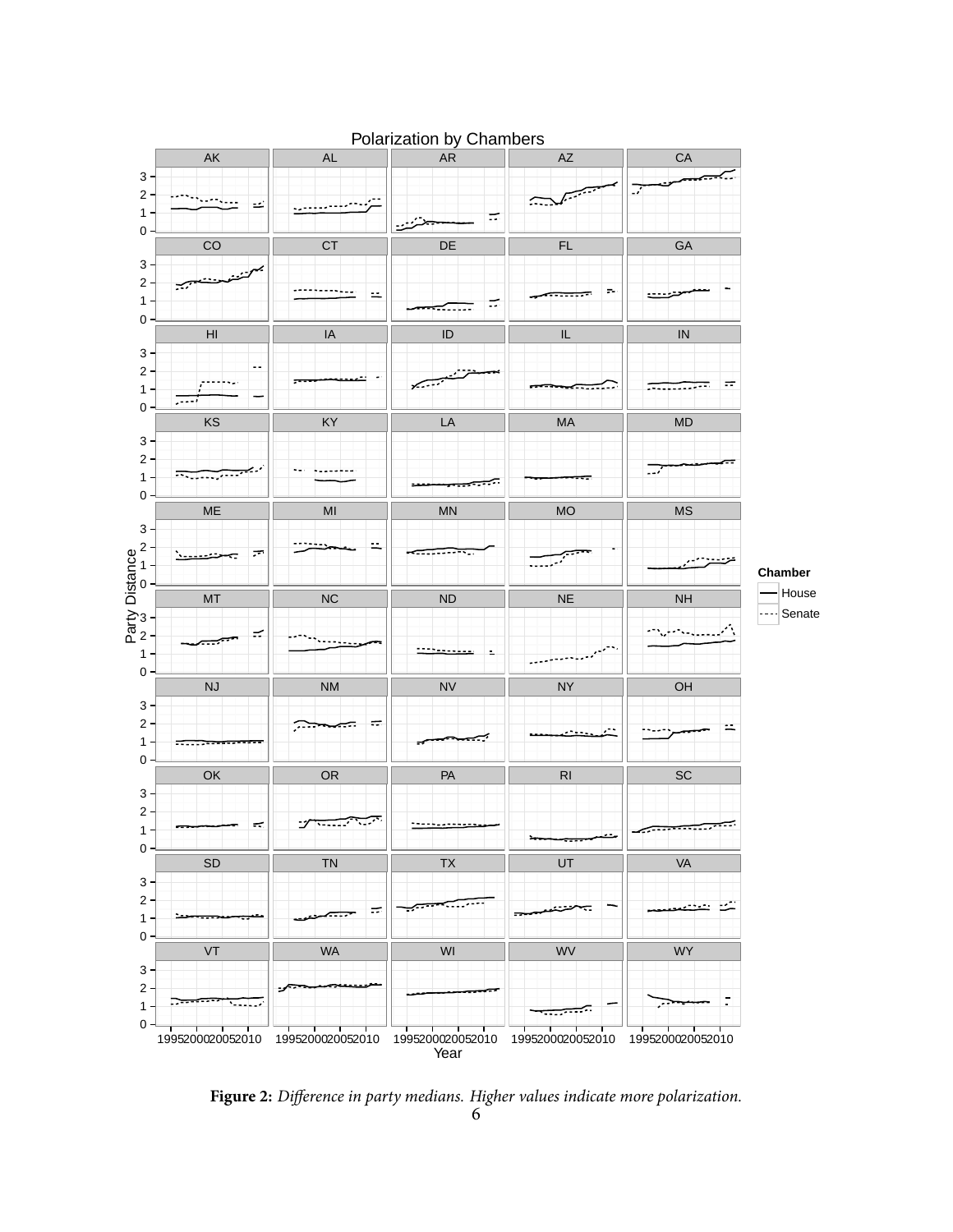**Figure 2:** *Difference in party medians. Higher values indicate more polarization.*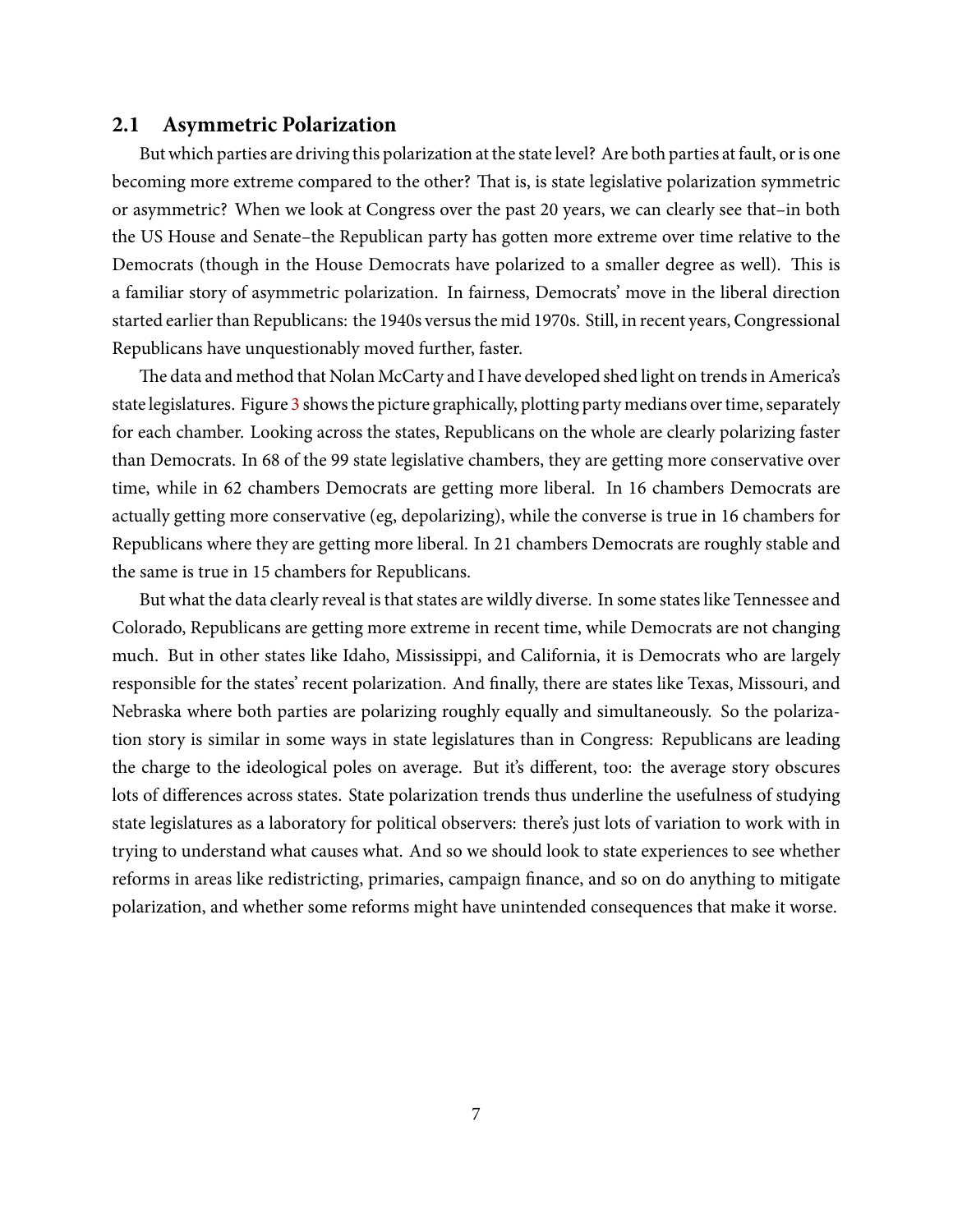## 2.1 Asymmetric Polarization

But which parties are driving this polarization at the state level? Are both parties at fault, or is one becoming more extreme compared to the other? That is, is state legislative polarization symmetric or asymmetric? When we look at Congress over the past 20 years, we can clearly see that–in both the US House and Senate–the Republican party has gotten more extreme over time relative to the Democrats (though in the House Democrats have polarized to a smaller degree as well). This is a familiar story of asymmetric polarization. In fairness, Democrats' move in the liberal direction started earlier than Republicans: the 1940s versus the mid 1970s. Still, in recent years, Congressional Republicans have unquestionably moved further, faster.

The data and method that Nolan McCarty and I have developed shed light on trends in America's state legislatures. Figure 3 shows the picture graphically, plotting party medians over time, separately for each chamber. Looking across the states, Republicans on the whole are clearly polarizing faster than Democrats. In 68 of the 99 state legislative chambers, they are getting more conservative over time, while in 62 chambers Democrats are getting more liberal. In 16 chambers Democrats are actually getting more conservative (eg, depolarizing), while the converse is true in 16 chambers for Republicans where they are getting more liberal. In 21 chambers Democrats are roughly stable and the same is true in 15 chambers for Republicans.

But what the data clearly reveal is that states are wildly diverse. In some states like Tennessee and Colorado, Republicans are getting more extreme in recent time, while Democrats are not changing much. But in other states like Idaho, Mississippi, and California, it is Democrats who are largely responsible for the states' recent polarization. And finally, there are states like Texas, Missouri, and Nebraska where both parties are polarizing roughly equally and simultaneously. So the polarization story is similar in some ways in state legislatures than in Congress: Republicans are leading the charge to the ideological poles on average. But it's different, too: the average story obscures lots of differences across states. State polarization trends thus underline the usefulness of studying state legislatures as a laboratory for political observers: there's just lots of variation to work with in trying to understand what causes what. And so we should look to state experiences to see whether reforms in areas like redistricting, primaries, campaign finance, and so on do anything to mitigate polarization, and whether some reforms might have unintended consequences that make it worse.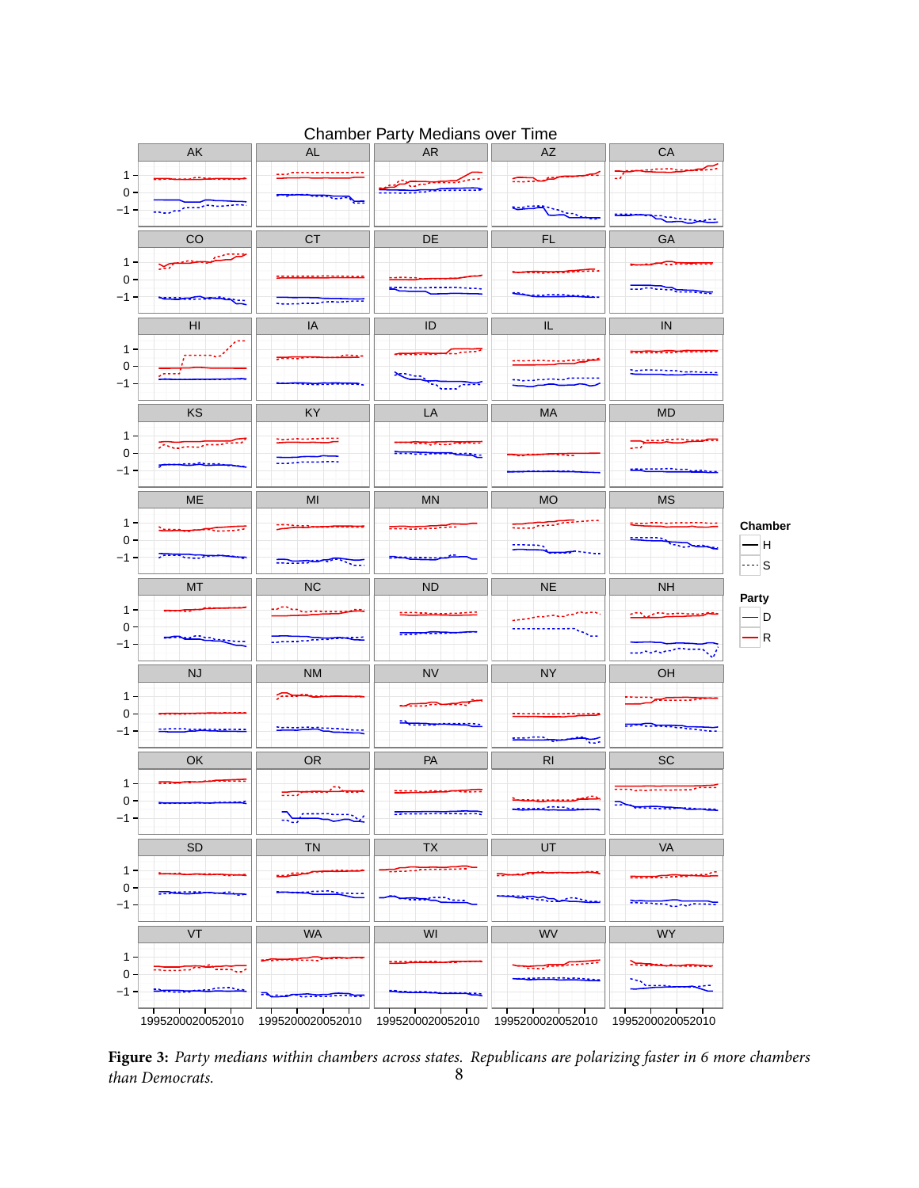**Figure 3:** *Party medians within chambers across states. Republicans are polarizing faster in 6 more chambers than Democrats.*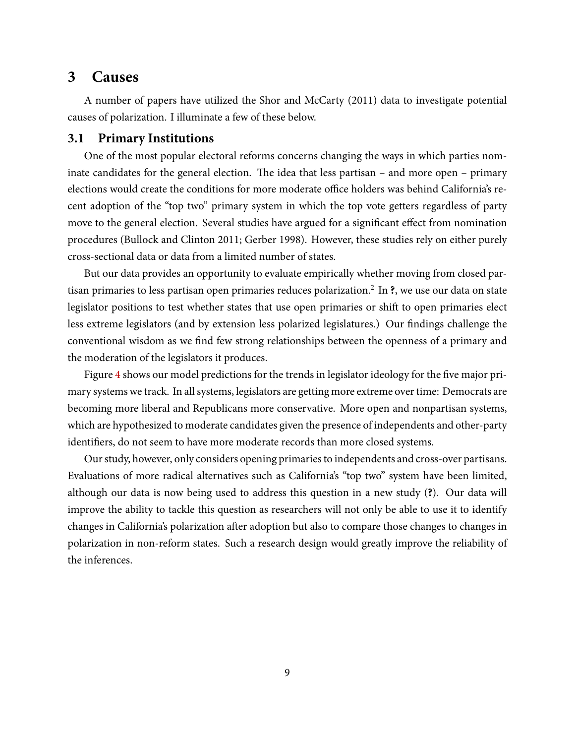# 3 Causes

A number of papers have utilized the Shor and McCarty (2011) data to investigate potential causes of polarization. I illuminate a few of these below.

## 3.1 Primary Institutions

One of the most popular electoral reforms concerns changing the ways in which parties nominate candidates for the general election. The idea that less partisan – and more open – primary elections would create the conditions for more moderate office holders was behind California's recent adoption of the "top two" primary system in which the top vote getters regardless of party move to the general election. Several studies have argued for a significant effect from nomination procedures (Bullock and Clinton 2011; Gerber 1998). However, these studies rely on either purely cross-sectional data or data from a limited number of states.

But our data provides an opportunity to evaluate empirically whether moving from closed partisan primaries to less partisan open primaries reduces polarization.[2] In **?**, we use our data on state legislator positions to test whether states that use open primaries or shift to open primaries elect less extreme legislators (and by extension less polarized legislatures.) Our findings challenge the conventional wisdom as we find few strong relationships between the openness of a primary and the moderation of the legislators it produces.

Figure 4 shows our model predictions for the trends in legislator ideology for the five major primary systems we track. In all systems, legislators are getting more extreme over time: Democrats are becoming more liberal and Republicans more conservative. More open and nonpartisan systems, which are hypothesized to moderate candidates given the presence of independents and other-party identifiers, do not seem to have more moderate records than more closed systems.

Our study, however, only considers opening primaries to independents and cross-over partisans. Evaluations of more radical alternatives such as California's "top two" system have been limited, although our data is now being used to address this question in a new study (**?**). Our data will improve the ability to tackle this question as researchers will not only be able to use it to identify changes in California's polarization after adoption but also to compare those changes to changes in polarization in non-reform states. Such a research design would greatly improve the reliability of the inferences.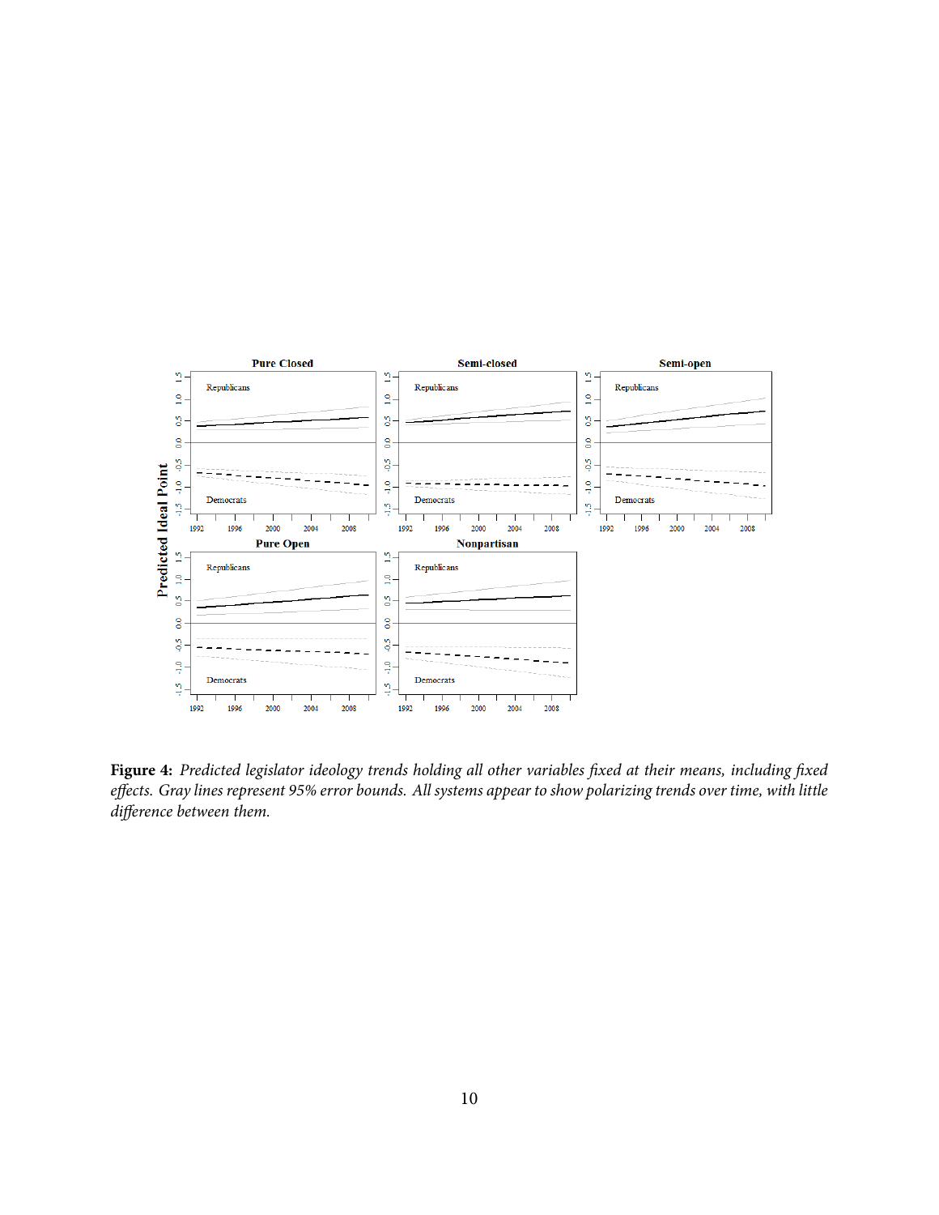**Figure 4:** *Predicted legislator ideology trends holding all other variables fixed at their means, including fixed effects. Gray lines represent 95% error bounds. All systems appear to show polarizing trends over time, with little difference between them.*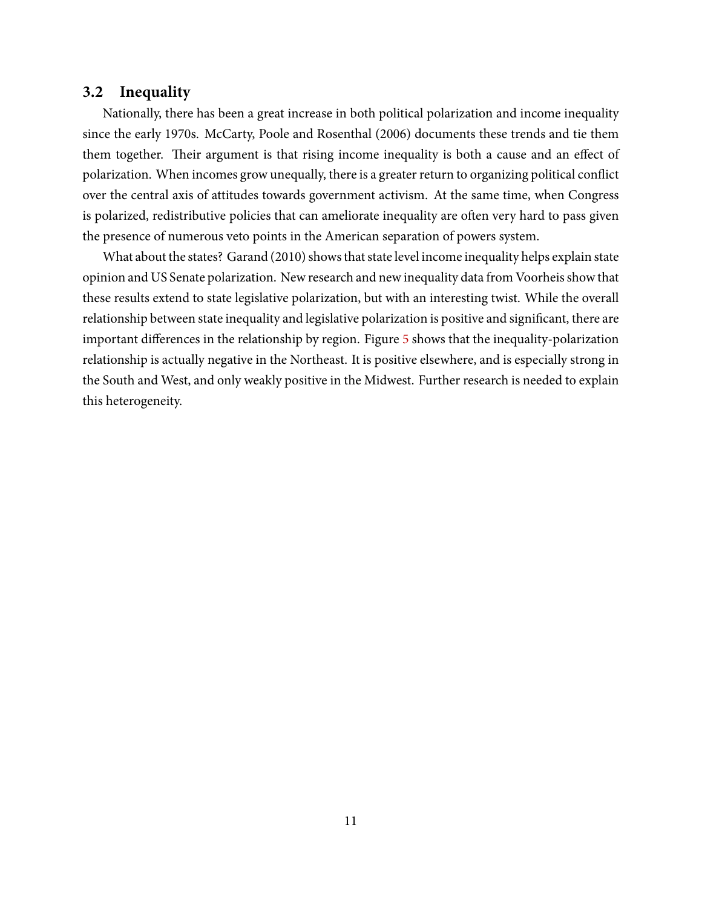## 3.2 Inequality

Nationally, there has been a great increase in both political polarization and income inequality since the early 1970s. McCarty, Poole and Rosenthal (2006) documents these trends and tie them them together. Their argument is that rising income inequality is both a cause and an effect of polarization. When incomes grow unequally, there is a greater return to organizing political conflict over the central axis of attitudes towards government activism. At the same time, when Congress is polarized, redistributive policies that can ameliorate inequality are often very hard to pass given the presence of numerous veto points in the American separation of powers system.

What about the states? Garand (2010) shows that state level income inequality helps explain state opinion and US Senate polarization. New research and new inequality data from Voorheis show that these results extend to state legislative polarization, but with an interesting twist. While the overall relationship between state inequality and legislative polarization is positive and significant, there are important differences in the relationship by region. Figure 5 shows that the inequality-polarization relationship is actually negative in the Northeast. It is positive elsewhere, and is especially strong in the South and West, and only weakly positive in the Midwest. Further research is needed to explain this heterogeneity.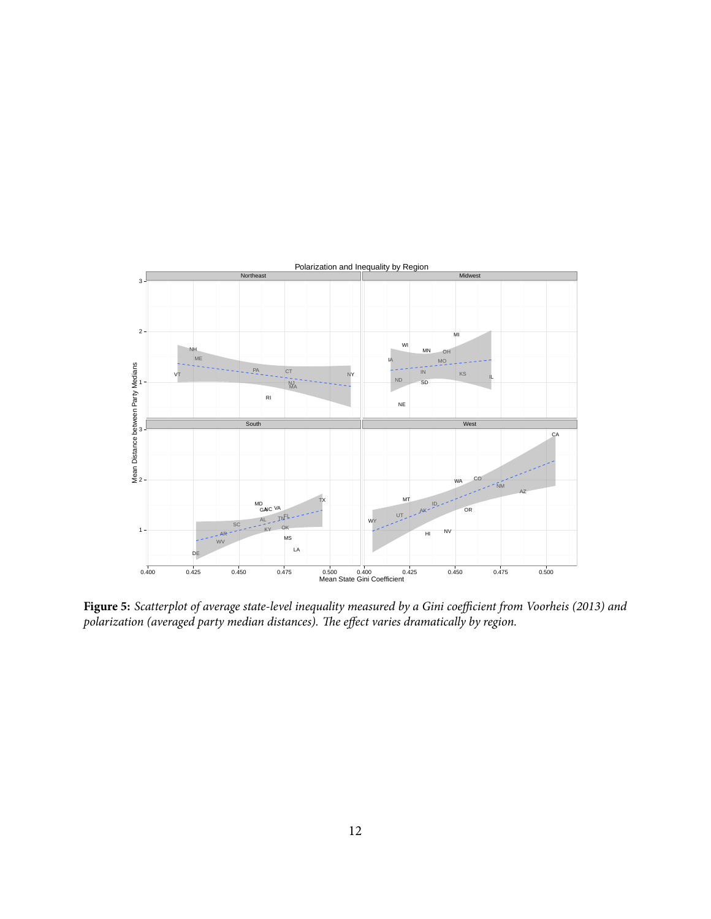**Figure 5:** *Scatterplot of average state-level inequality measured by a Gini coefficient from Voorheis (2013) and polarization (averaged party median distances). The effect varies dramatically by region.*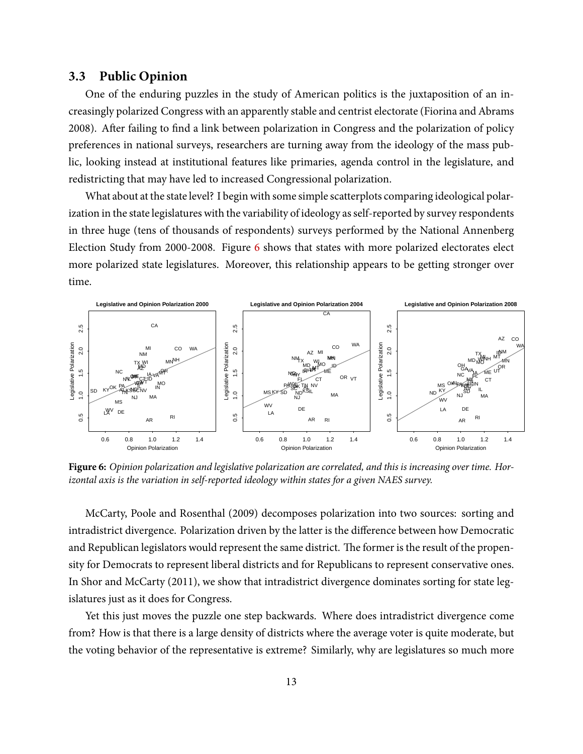### 3.3 Public Opinion

One of the enduring puzzles in the study of American politics is the juxtaposition of an increasingly polarized Congress with an apparently stable and centrist electorate (Fiorina and Abrams 2008). After failing to find a link between polarization in Congress and the polarization of policy preferences in national surveys, researchers are turning away from the ideology of the mass public, looking instead at institutional features like primaries, agenda control in the legislature, and redistricting that may have led to increased Congressional polarization.

What about at the state level? I begin with some simple scatterplots comparing ideological polarization in the state legislatures with the variability of ideology as self-reported by survey respondents in three huge (tens of thousands of respondents) surveys performed by the National Annenberg Election Study from 2000-2008. Figure 6 shows that states with more polarized electorates elect more polarized state legislatures. Moreover, this relationship appears to be getting stronger over time.

**Figure 6:** *Opinion polarization and legislative polarization are correlated, and this is increasing over time. Horizontal axis is the variation in self-reported ideology within states for a given NAES survey.*

McCarty, Poole and Rosenthal (2009) decomposes polarization into two sources: sorting and intradistrict divergence. Polarization driven by the latter is the difference between how Democratic and Republican legislators would represent the same district. The former is the result of the propensity for Democrats to represent liberal districts and for Republicans to represent conservative ones. In Shor and McCarty (2011), we show that intradistrict divergence dominates sorting for state legislatures just as it does for Congress.

Yet this just moves the puzzle one step backwards. Where does intradistrict divergence come from? How is that there is a large density of districts where the average voter is quite moderate, but the voting behavior of the representative is extreme? Similarly, why are legislatures so much more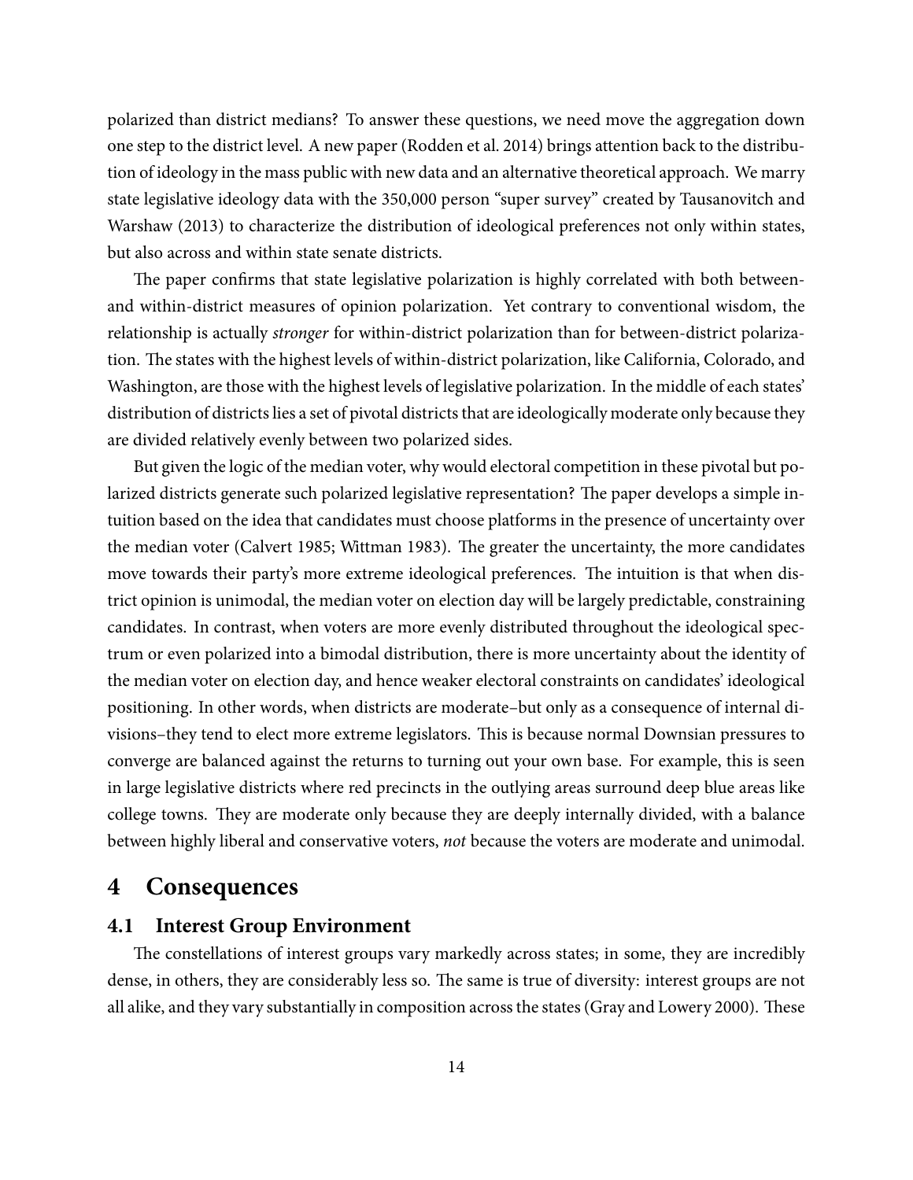polarized than district medians? To answer these questions, we need move the aggregation down one step to the district level. A new paper (Rodden et al. 2014) brings attention back to the distribution of ideology in the mass public with new data and an alternative theoretical approach. We marry state legislative ideology data with the 350,000 person "super survey" created by Tausanovitch and Warshaw (2013) to characterize the distribution of ideological preferences not only within states, but also across and within state senate districts.

The paper confirms that state legislative polarization is highly correlated with both between- and within-district measures of opinion polarization. Yet contrary to conventional wisdom, the relationship is actually *stronger* for within-district polarization than for between-district polarization. The states with the highest levels of within-district polarization, like California, Colorado, and Washington, are those with the highest levels of legislative polarization. In the middle of each states' distribution of districts lies a set of pivotal districts that are ideologically moderate only because they are divided relatively evenly between two polarized sides.

But given the logic of the median voter, why would electoral competition in these pivotal but polarized districts generate such polarized legislative representation? The paper develops a simple intuition based on the idea that candidates must choose platforms in the presence of uncertainty over the median voter (Calvert 1985; Wittman 1983). The greater the uncertainty, the more candidates move towards their party's more extreme ideological preferences. The intuition is that when district opinion is unimodal, the median voter on election day will be largely predictable, constraining candidates. In contrast, when voters are more evenly distributed throughout the ideological spectrum or even polarized into a bimodal distribution, there is more uncertainty about the identity of the median voter on election day, and hence weaker electoral constraints on candidates' ideological positioning. In other words, when districts are moderate–but only as a consequence of internal divisions–they tend to elect more extreme legislators. This is because normal Downsian pressures to converge are balanced against the returns to turning out your own base. For example, this is seen in large legislative districts where red precincts in the outlying areas surround deep blue areas like college towns. They are moderate only because they are deeply internally divided, with a balance between highly liberal and conservative voters, *not* because the voters are moderate and unimodal.

# 4 Consequences

## 4.1 Interest Group Environment

The constellations of interest groups vary markedly across states; in some, they are incredibly dense, in others, they are considerably less so. The same is true of diversity: interest groups are not all alike, and they vary substantially in composition across the states (Gray and Lowery 2000). These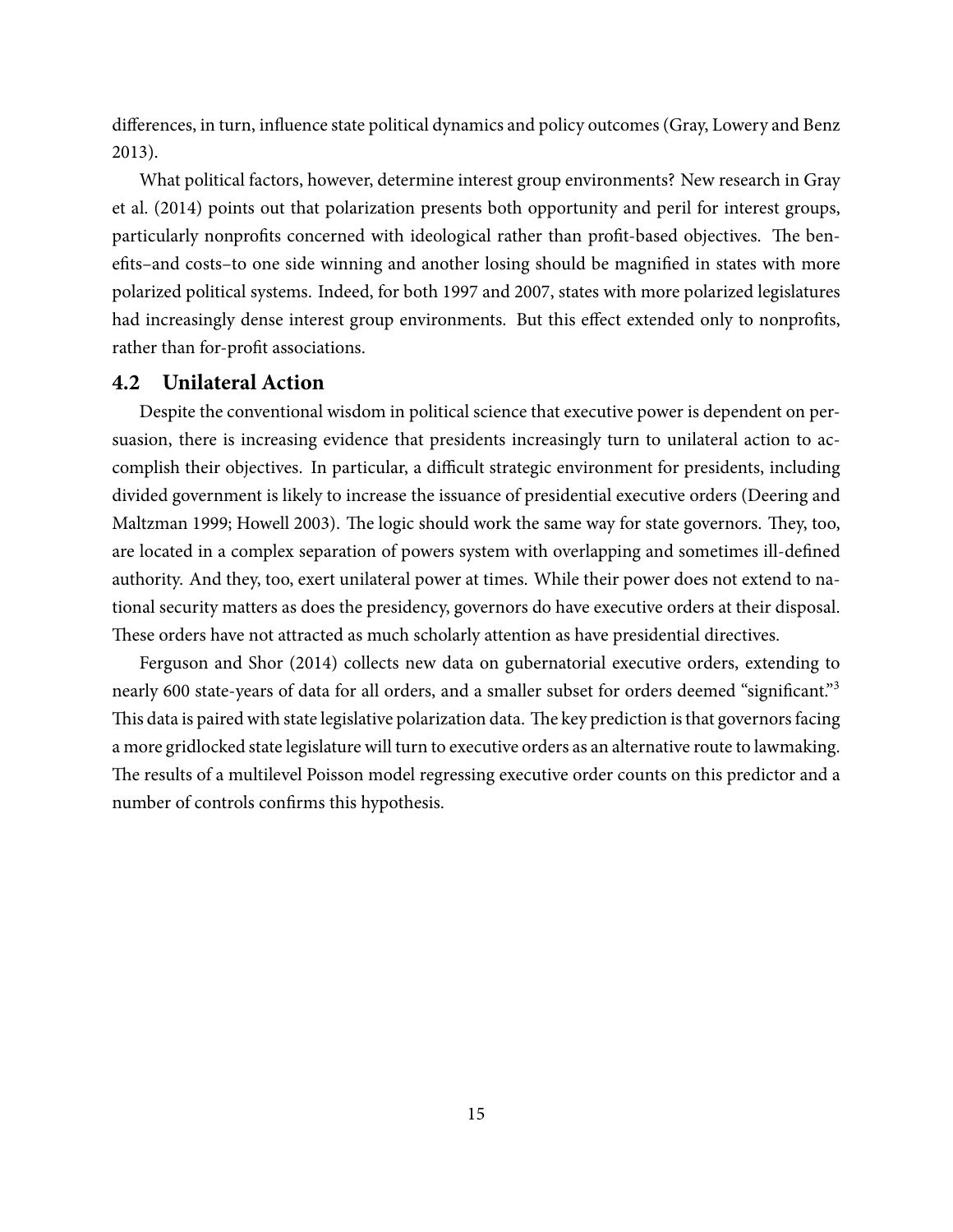differences, in turn, influence state political dynamics and policy outcomes (Gray, Lowery and Benz 2013).

What political factors, however, determine interest group environments? New research in Gray et al. (2014) points out that polarization presents both opportunity and peril for interest groups, particularly nonprofits concerned with ideological rather than profit-based objectives. The benefits–and costs–to one side winning and another losing should be magnified in states with more polarized political systems. Indeed, for both 1997 and 2007, states with more polarized legislatures had increasingly dense interest group environments. But this effect extended only to nonprofits, rather than for-profit associations.

### 4.2 Unilateral Action

Despite the conventional wisdom in political science that executive power is dependent on persuasion, there is increasing evidence that presidents increasingly turn to unilateral action to accomplish their objectives. In particular, a difficult strategic environment for presidents, including divided government is likely to increase the issuance of presidential executive orders (Deering and Maltzman 1999; Howell 2003). The logic should work the same way for state governors. They, too, are located in a complex separation of powers system with overlapping and sometimes ill-defined authority. And they, too, exert unilateral power at times. While their power does not extend to national security matters as does the presidency, governors do have executive orders at their disposal. These orders have not attracted as much scholarly attention as have presidential directives.

Ferguson and Shor (2014) collects new data on gubernatorial executive orders, extending to nearly 600 state-years of data for all orders, and a smaller subset for orders deemed "significant."[3] This data is paired with state legislative polarization data. The key prediction is that governors facing a more gridlocked state legislature will turn to executive orders as an alternative route to lawmaking. The results of a multilevel Poisson model regressing executive order counts on this predictor and a number of controls confirms this hypothesis.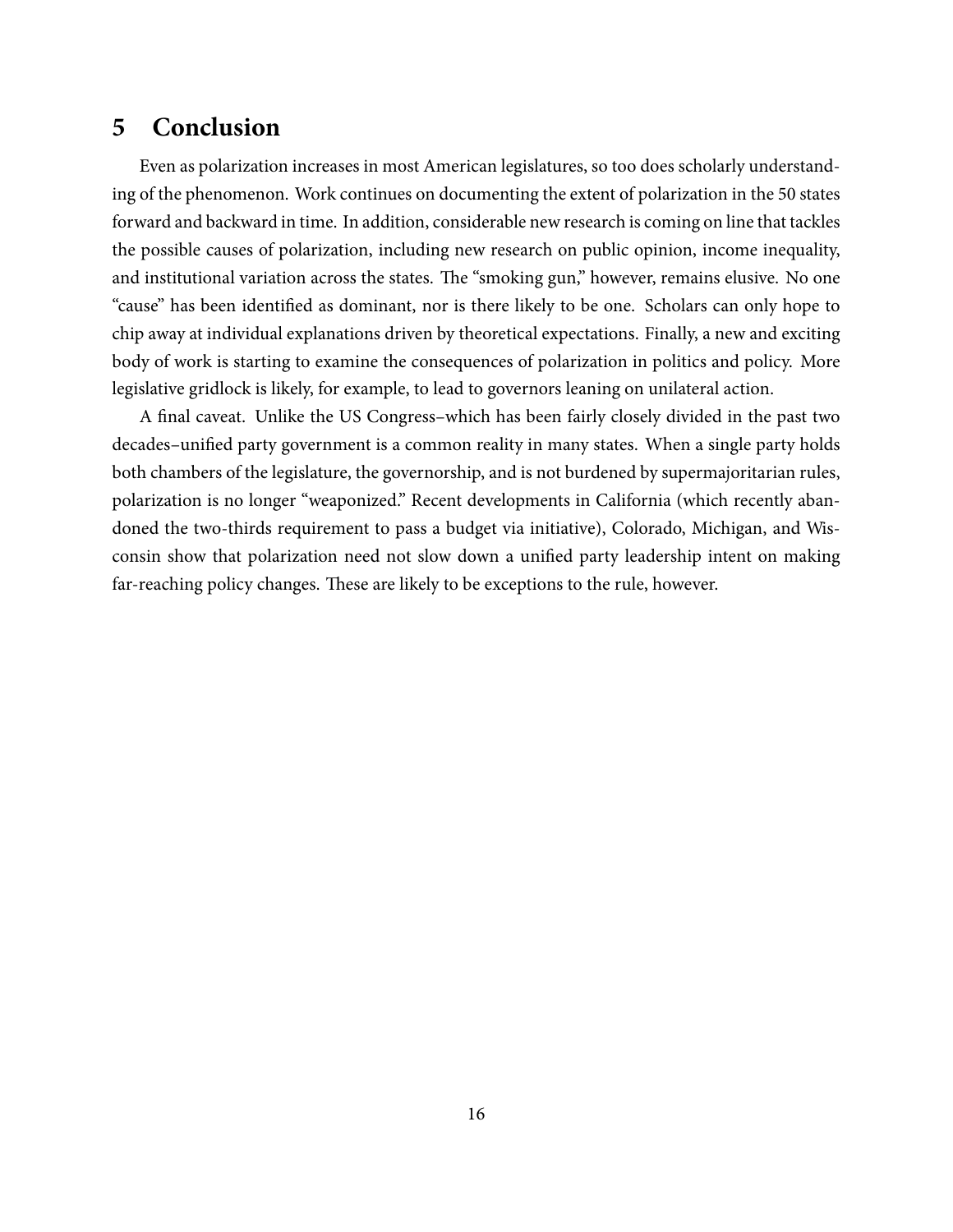## 5 Conclusion

Even as polarization increases in most American legislatures, so too does scholarly understanding of the phenomenon. Work continues on documenting the extent of polarization in the 50 states forward and backward in time. In addition, considerable new research is coming on line that tackles the possible causes of polarization, including new research on public opinion, income inequality, and institutional variation across the states. The "smoking gun," however, remains elusive. No one "cause" has been identified as dominant, nor is there likely to be one. Scholars can only hope to chip away at individual explanations driven by theoretical expectations. Finally, a new and exciting body of work is starting to examine the consequences of polarization in politics and policy. More legislative gridlock is likely, for example, to lead to governors leaning on unilateral action.

A final caveat. Unlike the US Congress–which has been fairly closely divided in the past two decades–unified party government is a common reality in many states. When a single party holds both chambers of the legislature, the governorship, and is not burdened by supermajoritarian rules, polarization is no longer "weaponized." Recent developments in California (which recently abandoned the two-thirds requirement to pass a budget via initiative), Colorado, Michigan, and Wisconsin show that polarization need not slow down a unified party leadership intent on making far-reaching policy changes. These are likely to be exceptions to the rule, however.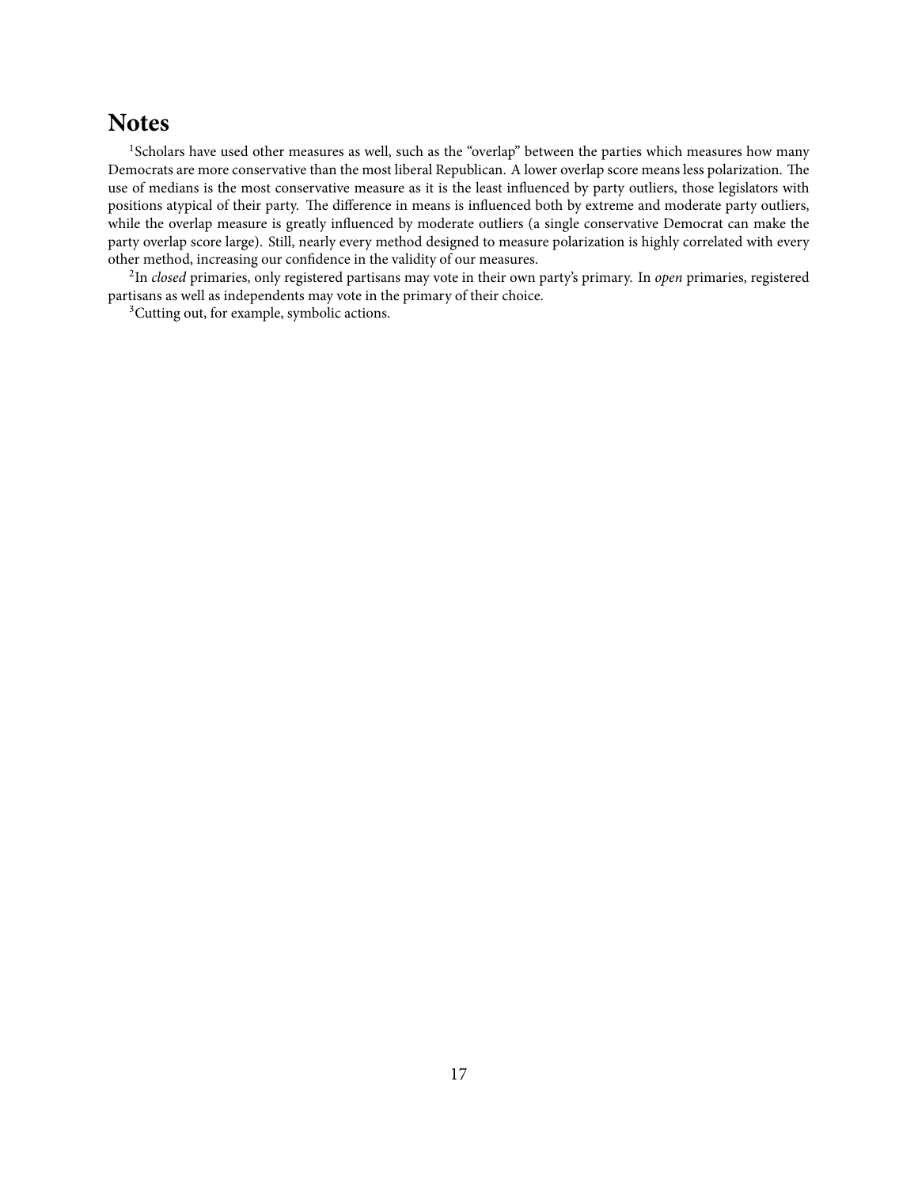# Notes

[1]Scholars have used other measures as well, such as the "overlap" between the parties which measures how many Democrats are more conservative than the most liberal Republican. A lower overlap score means less polarization. The use of medians is the most conservative measure as it is the least influenced by party outliers, those legislators with positions atypical of their party. The difference in means is influenced both by extreme and moderate party outliers, while the overlap measure is greatly influenced by moderate outliers (a single conservative Democrat can make the party overlap score large). Still, nearly every method designed to measure polarization is highly correlated with every other method, increasing our confidence in the validity of our measures.

[2]In *closed* primaries, only registered partisans may vote in their own party's primary. In *open* primaries, registered partisans as well as independents may vote in the primary of their choice.

[3]Cutting out, for example, symbolic actions.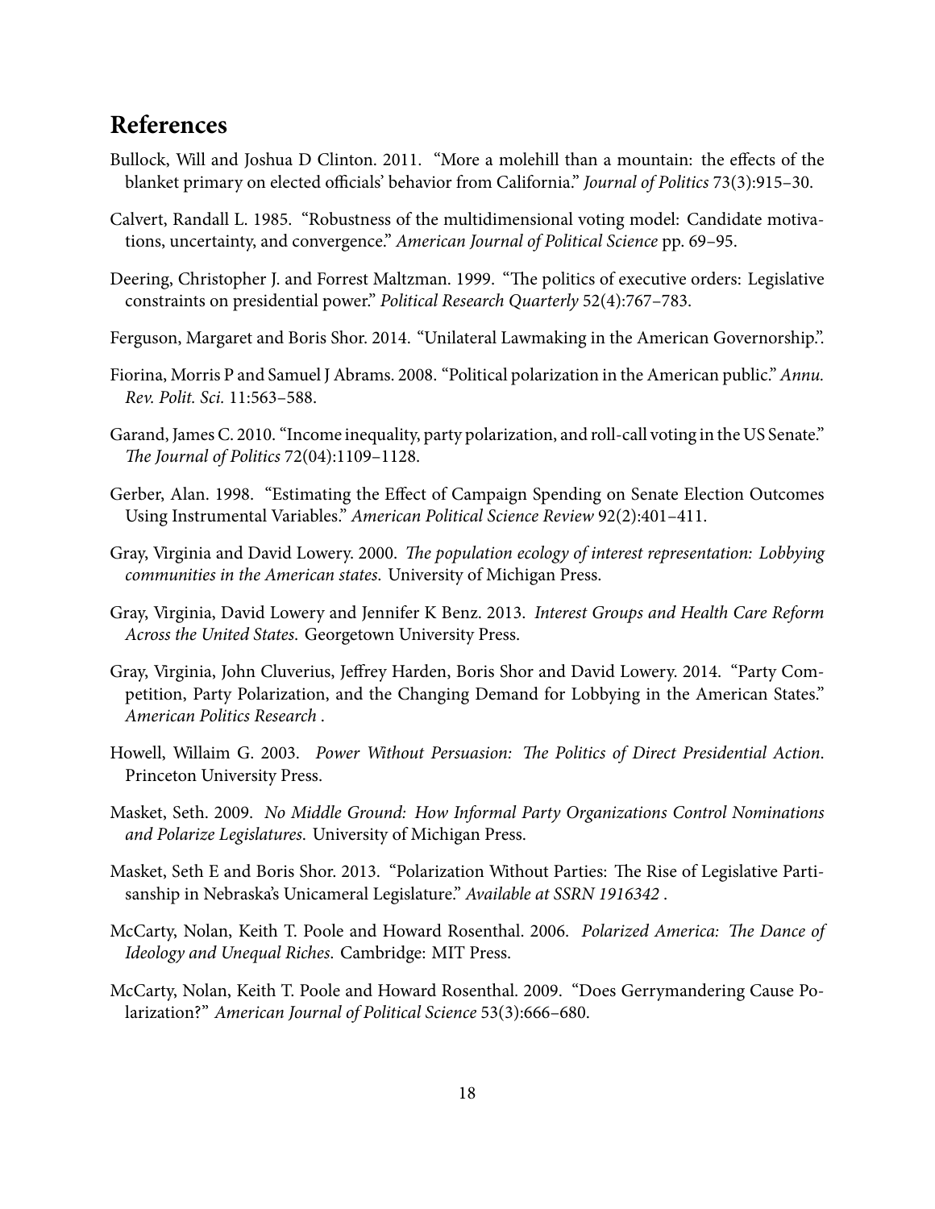## References

Bullock, Will and Joshua D Clinton. 2011. "More a molehill than a mountain: the effects of the blanket primary on elected officials' behavior from California." *Journal of Politics* 73(3):915–30.

Calvert, Randall L. 1985. "Robustness of the multidimensional voting model: Candidate motivations, uncertainty, and convergence." *American Journal of Political Science* pp. 69–95.

Deering, Christopher J. and Forrest Maltzman. 1999. "The politics of executive orders: Legislative constraints on presidential power." *Political Research Quarterly* 52(4):767–783.

Ferguson, Margaret and Boris Shor. 2014. "Unilateral Lawmaking in the American Governorship.".

Fiorina, Morris P and Samuel J Abrams. 2008. "Political polarization in the American public." *Annu. Rev. Polit. Sci.* 11:563–588.

Garand, James C. 2010. "Income inequality, party polarization, and roll-call voting in the US Senate." *The Journal of Politics* 72(04):1109–1128.

Gerber, Alan. 1998. "Estimating the Effect of Campaign Spending on Senate Election Outcomes Using Instrumental Variables." *American Political Science Review* 92(2):401–411.

Gray, Virginia and David Lowery. 2000. *The population ecology of interest representation: Lobbying communities in the American states*. University of Michigan Press.

Gray, Virginia, David Lowery and Jennifer K Benz. 2013. *Interest Groups and Health Care Reform Across the United States*. Georgetown University Press.

Gray, Virginia, John Cluverius, Jeffrey Harden, Boris Shor and David Lowery. 2014. "Party Competition, Party Polarization, and the Changing Demand for Lobbying in the American States." *American Politics Research* .

Howell, Willaim G. 2003. *Power Without Persuasion: The Politics of Direct Presidential Action*. Princeton University Press.

Masket, Seth. 2009. *No Middle Ground: How Informal Party Organizations Control Nominations and Polarize Legislatures*. University of Michigan Press.

Masket, Seth E and Boris Shor. 2013. "Polarization Without Parties: The Rise of Legislative Partisanship in Nebraska's Unicameral Legislature." *Available at SSRN 1916342* .

McCarty, Nolan, Keith T. Poole and Howard Rosenthal. 2006. *Polarized America: The Dance of Ideology and Unequal Riches*. Cambridge: MIT Press.

McCarty, Nolan, Keith T. Poole and Howard Rosenthal. 2009. "Does Gerrymandering Cause Polarization?" *American Journal of Political Science* 53(3):666–680.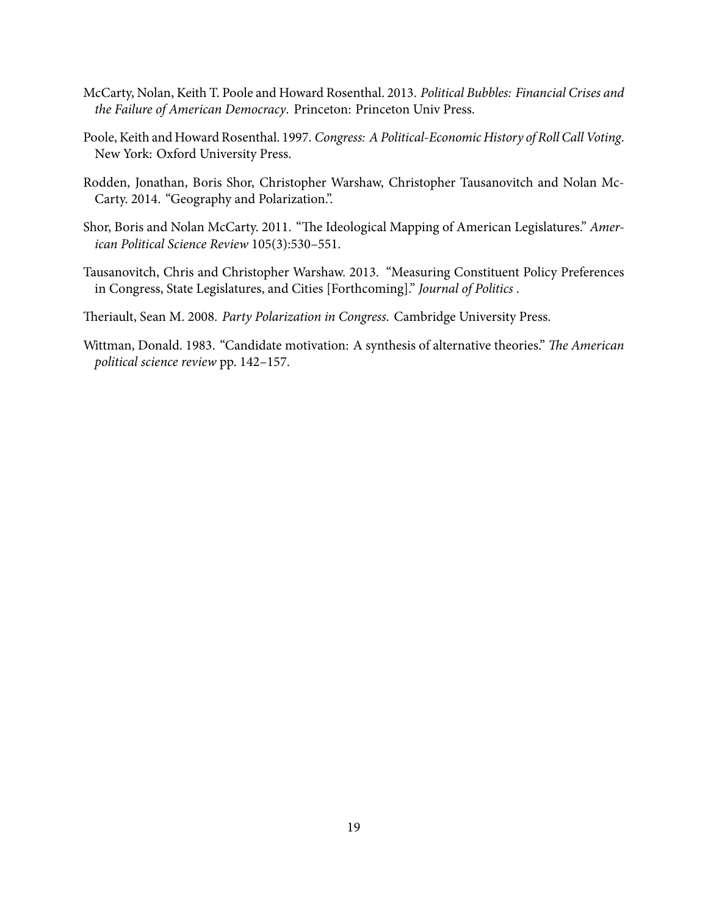McCarty, Nolan, Keith T. Poole and Howard Rosenthal. 2013. *Political Bubbles: Financial Crises and the Failure of American Democracy*. Princeton: Princeton Univ Press.

Poole, Keith and Howard Rosenthal. 1997. *Congress: A Political-Economic History of Roll Call Voting*. New York: Oxford University Press.

Rodden, Jonathan, Boris Shor, Christopher Warshaw, Christopher Tausanovitch and Nolan McCarty. 2014. "Geography and Polarization.".

Shor, Boris and Nolan McCarty. 2011. "The Ideological Mapping of American Legislatures." *American Political Science Review* 105(3):530–551.

Tausanovitch, Chris and Christopher Warshaw. 2013. "Measuring Constituent Policy Preferences in Congress, State Legislatures, and Cities [Forthcoming]." *Journal of Politics* .

Theriault, Sean M. 2008. *Party Polarization in Congress*. Cambridge University Press.

Wittman, Donald. 1983. "Candidate motivation: A synthesis of alternative theories." *The American political science review* pp. 142–157.